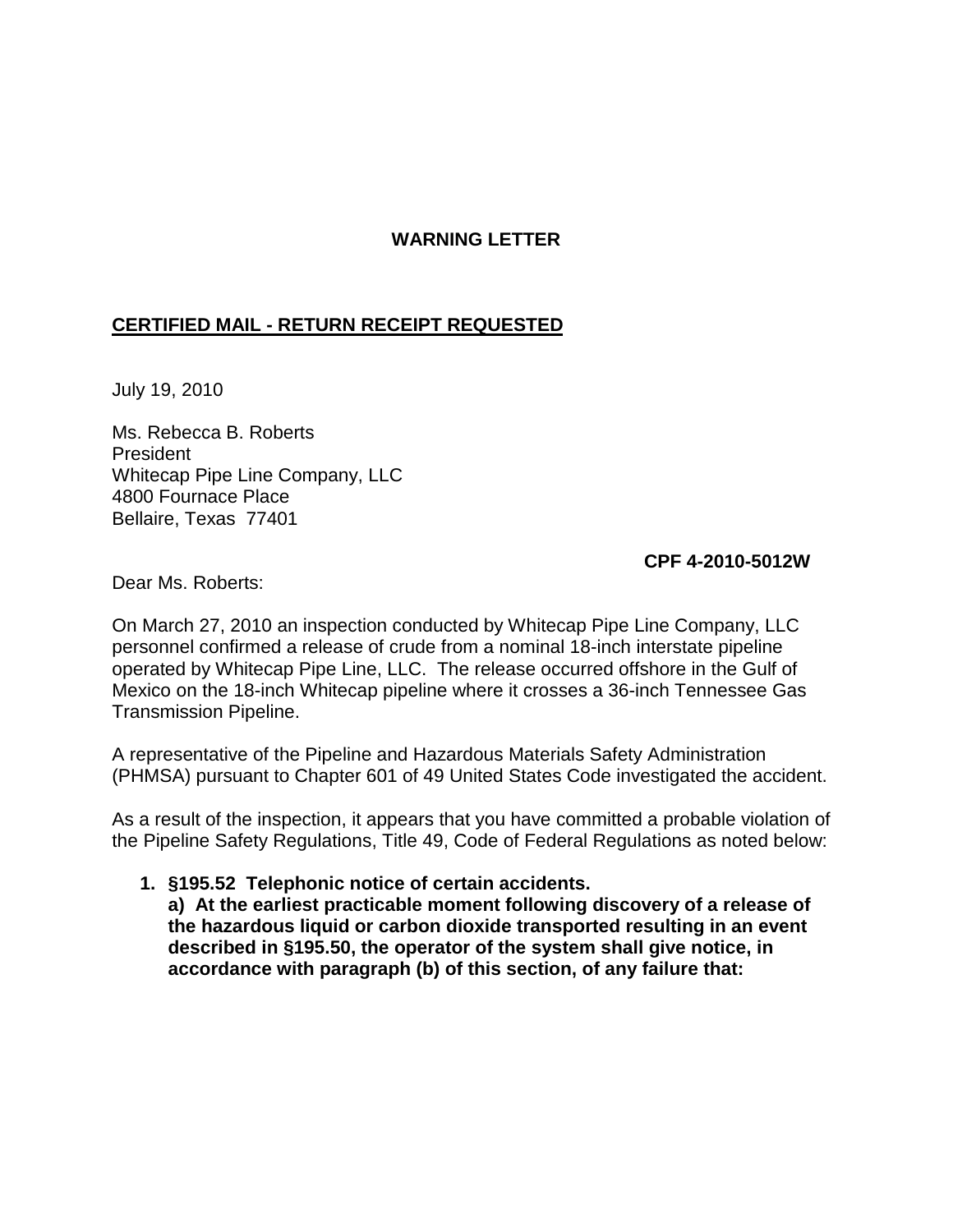**WARNING LETTER**

**CERTIFIED MAIL - RETURN RECEIPT REQUESTED**

July 19, 2010

Ms. Rebecca B. Roberts  
President  
Whitecap Pipe Line Company, LLC  
4800 Fournace Place  
Bellaire, Texas 77401

**CPF 4-2010-5012W**

Dear Ms. Roberts:

On March 27, 2010 an inspection conducted by Whitecap Pipe Line Company, LLC personnel confirmed a release of crude from a nominal 18-inch interstate pipeline operated by Whitecap Pipe Line, LLC. The release occurred offshore in the Gulf of Mexico on the 18-inch Whitecap pipeline where it crosses a 36-inch Tennessee Gas Transmission Pipeline.

A representative of the Pipeline and Hazardous Materials Safety Administration (PHMSA) pursuant to Chapter 601 of 49 United States Code investigated the accident.

As a result of the inspection, it appears that you have committed a probable violation of the Pipeline Safety Regulations, Title 49, Code of Federal Regulations as noted below:

1. **§195.52 Telephonic notice of certain accidents.**
   **a) At the earliest practicable moment following discovery of a release of the hazardous liquid or carbon dioxide transported resulting in an event described in §195.50, the operator of the system shall give notice, in accordance with paragraph (b) of this section, of any failure that:**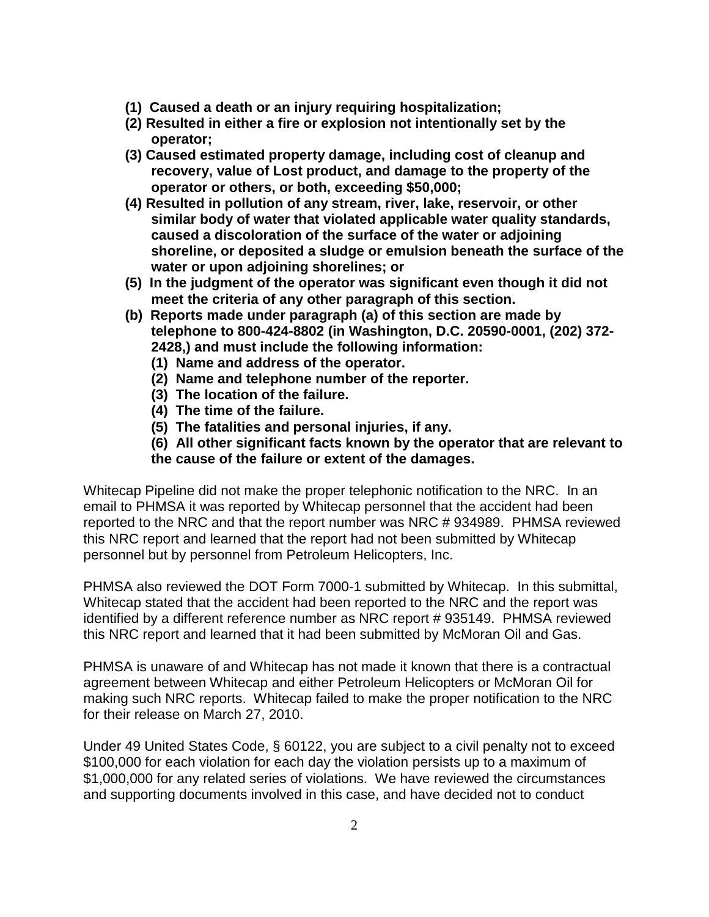**(1) Caused a death or an injury requiring hospitalization;**
**(2) Resulted in either a fire or explosion not intentionally set by the operator;**
**(3) Caused estimated property damage, including cost of cleanup and recovery, value of Lost product, and damage to the property of the operator or others, or both, exceeding $50,000;**
**(4) Resulted in pollution of any stream, river, lake, reservoir, or other similar body of water that violated applicable water quality standards, caused a discoloration of the surface of the water or adjoining shoreline, or deposited a sludge or emulsion beneath the surface of the water or upon adjoining shorelines; or**
**(5) In the judgment of the operator was significant even though it did not meet the criteria of any other paragraph of this section.**
**(b) Reports made under paragraph (a) of this section are made by telephone to 800-424-8802 (in Washington, D.C. 20590-0001, (202) 372-2428,) and must include the following information:**
**(1) Name and address of the operator.**
**(2) Name and telephone number of the reporter.**
**(3) The location of the failure.**
**(4) The time of the failure.**
**(5) The fatalities and personal injuries, if any.**
**(6) All other significant facts known by the operator that are relevant to the cause of the failure or extent of the damages.**

Whitecap Pipeline did not make the proper telephonic notification to the NRC. In an email to PHMSA it was reported by Whitecap personnel that the accident had been reported to the NRC and that the report number was NRC # 934989. PHMSA reviewed this NRC report and learned that the report had not been submitted by Whitecap personnel but by personnel from Petroleum Helicopters, Inc.

PHMSA also reviewed the DOT Form 7000-1 submitted by Whitecap. In this submittal, Whitecap stated that the accident had been reported to the NRC and the report was identified by a different reference number as NRC report # 935149. PHMSA reviewed this NRC report and learned that it had been submitted by McMoran Oil and Gas.

PHMSA is unaware of and Whitecap has not made it known that there is a contractual agreement between Whitecap and either Petroleum Helicopters or McMoran Oil for making such NRC reports. Whitecap failed to make the proper notification to the NRC for their release on March 27, 2010.

Under 49 United States Code, § 60122, you are subject to a civil penalty not to exceed $100,000 for each violation for each day the violation persists up to a maximum of $1,000,000 for any related series of violations. We have reviewed the circumstances and supporting documents involved in this case, and have decided not to conduct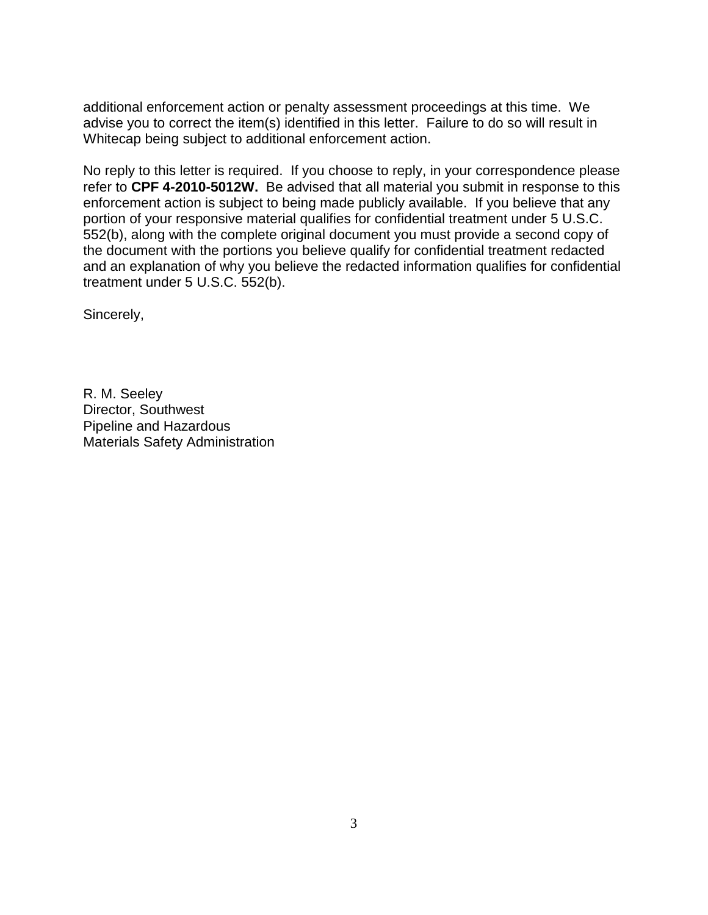additional enforcement action or penalty assessment proceedings at this time. We advise you to correct the item(s) identified in this letter. Failure to do so will result in Whitecap being subject to additional enforcement action.

No reply to this letter is required. If you choose to reply, in your correspondence please refer to **CPF 4-2010-5012W.** Be advised that all material you submit in response to this enforcement action is subject to being made publicly available. If you believe that any portion of your responsive material qualifies for confidential treatment under 5 U.S.C. 552(b), along with the complete original document you must provide a second copy of the document with the portions you believe qualify for confidential treatment redacted and an explanation of why you believe the redacted information qualifies for confidential treatment under 5 U.S.C. 552(b).

Sincerely,

R. M. Seeley
Director, Southwest
Pipeline and Hazardous
Materials Safety Administration